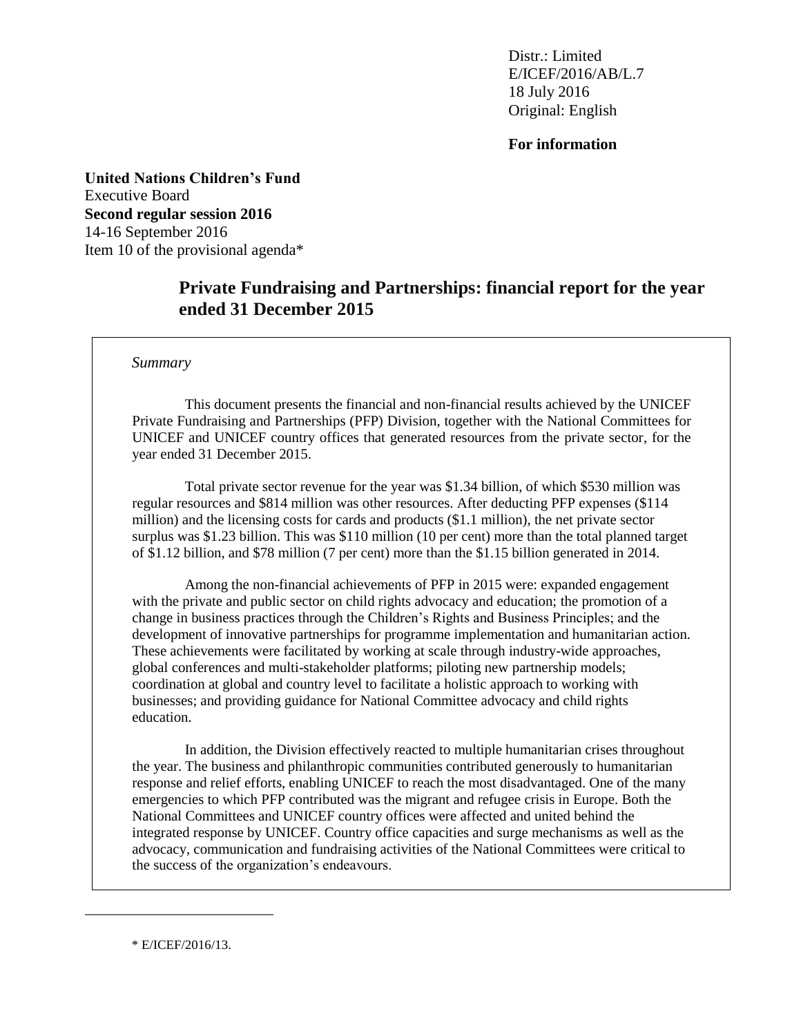Distr.: Limited
E/ICEF/2016/AB/L.7
18 July 2016
Original: English

**For information**

**United Nations Children's Fund**
Executive Board
**Second regular session 2016**
14-16 September 2016
Item 10 of the provisional agenda*

# Private Fundraising and Partnerships: financial report for the year ended 31 December 2015

*Summary*

This document presents the financial and non-financial results achieved by the UNICEF Private Fundraising and Partnerships (PFP) Division, together with the National Committees for UNICEF and UNICEF country offices that generated resources from the private sector, for the year ended 31 December 2015.

Total private sector revenue for the year was $1.34 billion, of which $530 million was regular resources and $814 million was other resources. After deducting PFP expenses ($114 million) and the licensing costs for cards and products ($1.1 million), the net private sector surplus was $1.23 billion. This was $110 million (10 per cent) more than the total planned target of $1.12 billion, and $78 million (7 per cent) more than the $1.15 billion generated in 2014.

Among the non-financial achievements of PFP in 2015 were: expanded engagement with the private and public sector on child rights advocacy and education; the promotion of a change in business practices through the Children's Rights and Business Principles; and the development of innovative partnerships for programme implementation and humanitarian action. These achievements were facilitated by working at scale through industry-wide approaches, global conferences and multi-stakeholder platforms; piloting new partnership models; coordination at global and country level to facilitate a holistic approach to working with businesses; and providing guidance for National Committee advocacy and child rights education.

In addition, the Division effectively reacted to multiple humanitarian crises throughout the year. The business and philanthropic communities contributed generously to humanitarian response and relief efforts, enabling UNICEF to reach the most disadvantaged. One of the many emergencies to which PFP contributed was the migrant and refugee crisis in Europe. Both the National Committees and UNICEF country offices were affected and united behind the integrated response by UNICEF. Country office capacities and surge mechanisms as well as the advocacy, communication and fundraising activities of the National Committees were critical to the success of the organization's endeavours.

---

* E/ICEF/2016/13.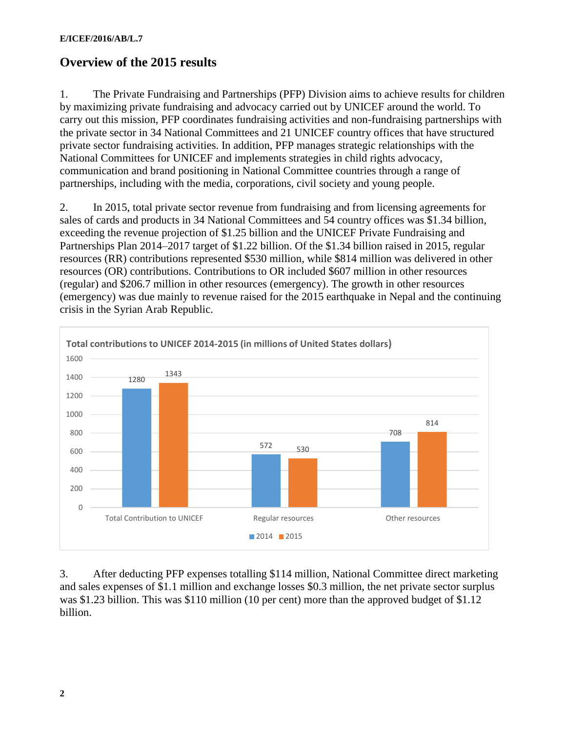## Overview of the 2015 results

1. The Private Fundraising and Partnerships (PFP) Division aims to achieve results for children by maximizing private fundraising and advocacy carried out by UNICEF around the world. To carry out this mission, PFP coordinates fundraising activities and non-fundraising partnerships with the private sector in 34 National Committees and 21 UNICEF country offices that have structured private sector fundraising activities. In addition, PFP manages strategic relationships with the National Committees for UNICEF and implements strategies in child rights advocacy, communication and brand positioning in National Committee countries through a range of partnerships, including with the media, corporations, civil society and young people.

2. In 2015, total private sector revenue from fundraising and from licensing agreements for sales of cards and products in 34 National Committees and 54 country offices was $1.34 billion, exceeding the revenue projection of $1.25 billion and the UNICEF Private Fundraising and Partnerships Plan 2014–2017 target of $1.22 billion. Of the $1.34 billion raised in 2015, regular resources (RR) contributions represented $530 million, while $814 million was delivered in other resources (OR) contributions. Contributions to OR included $607 million in other resources (regular) and $206.7 million in other resources (emergency). The growth in other resources (emergency) was due mainly to revenue raised for the 2015 earthquake in Nepal and the continuing crisis in the Syrian Arab Republic.

**Total contributions to UNICEF 2014-2015 (in millions of United States dollars)**

| | 2014 | 2015 |
|---|---|---|
| Total Contribution to UNICEF | 1280 | 1343 |
| Regular resources | 572 | 530 |
| Other resources | 708 | 814 |

3. After deducting PFP expenses totalling $114 million, National Committee direct marketing and sales expenses of $1.1 million and exchange losses $0.3 million, the net private sector surplus was $1.23 billion. This was $110 million (10 per cent) more than the approved budget of $1.12 billion.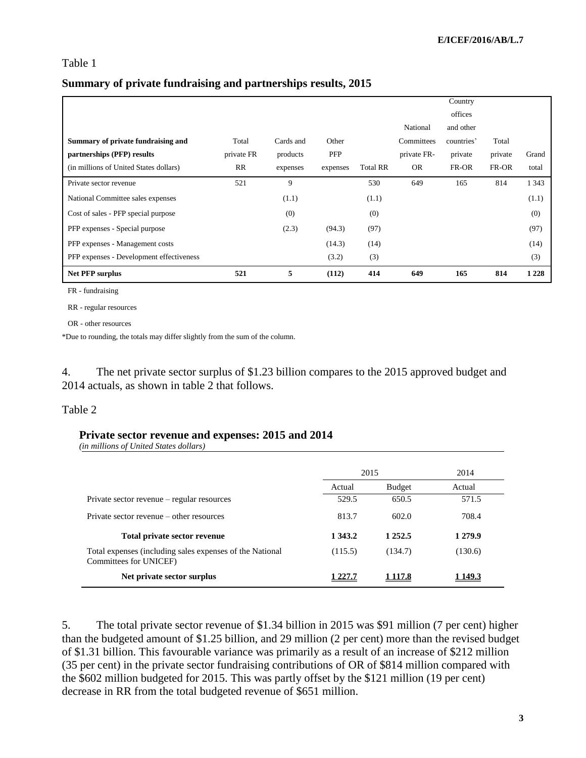Table 1

**Summary of private fundraising and partnerships results, 2015**

| **Summary of private fundraising and partnerships (PFP) results** (in millions of United States dollars) | Total private FR RR | Cards and products expenses | Other PFP expenses | Total RR | National Committees private FR-OR | Country offices and other countries' private FR-OR | Total private FR-OR | Grand total |
|---|---|---|---|---|---|---|---|---|
| Private sector revenue | 521 | 9 | | 530 | 649 | 165 | 814 | 1 343 |
| National Committee sales expenses | | (1.1) | | (1.1) | | | | (1.1) |
| Cost of sales - PFP special purpose | | (0) | | (0) | | | | (0) |
| PFP expenses - Special purpose | | (2.3) | (94.3) | (97) | | | | (97) |
| PFP expenses - Management costs | | | (14.3) | (14) | | | | (14) |
| PFP expenses - Development effectiveness | | | (3.2) | (3) | | | | (3) |
| **Net PFP surplus** | **521** | **5** | **(112)** | **414** | **649** | **165** | **814** | **1 228** |

FR - fundraising

RR - regular resources

OR - other resources

*Due to rounding, the totals may differ slightly from the sum of the column.

4. The net private sector surplus of $1.23 billion compares to the 2015 approved budget and 2014 actuals, as shown in table 2 that follows.

Table 2

**Private sector revenue and expenses: 2015 and 2014**
*(in millions of United States dollars)*

| | 2015 | | 2014 |
|---|---|---|---|
| | Actual | Budget | Actual |
| Private sector revenue – regular resources | 529.5 | 650.5 | 571.5 |
| Private sector revenue – other resources | 813.7 | 602.0 | 708.4 |
| **Total private sector revenue** | **1 343.2** | **1 252.5** | **1 279.9** |
| Total expenses (including sales expenses of the National Committees for UNICEF) | (115.5) | (134.7) | (130.6) |
| **Net private sector surplus** | **1 227.7** | **1 117.8** | **1 149.3** |

5. The total private sector revenue of $1.34 billion in 2015 was $91 million (7 per cent) higher than the budgeted amount of $1.25 billion, and 29 million (2 per cent) more than the revised budget of $1.31 billion. This favourable variance was primarily as a result of an increase of $212 million (35 per cent) in the private sector fundraising contributions of OR of $814 million compared with the $602 million budgeted for 2015. This was partly offset by the $121 million (19 per cent) decrease in RR from the total budgeted revenue of $651 million.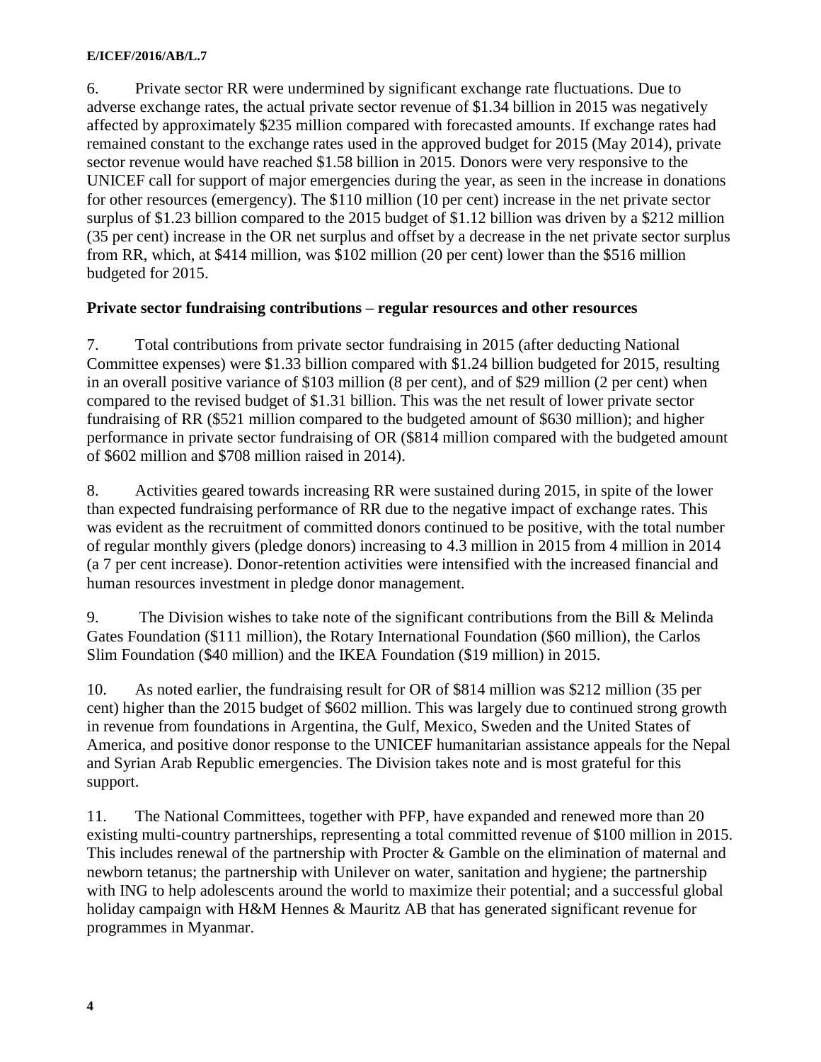6. Private sector RR were undermined by significant exchange rate fluctuations. Due to adverse exchange rates, the actual private sector revenue of $1.34 billion in 2015 was negatively affected by approximately $235 million compared with forecasted amounts. If exchange rates had remained constant to the exchange rates used in the approved budget for 2015 (May 2014), private sector revenue would have reached $1.58 billion in 2015. Donors were very responsive to the UNICEF call for support of major emergencies during the year, as seen in the increase in donations for other resources (emergency). The $110 million (10 per cent) increase in the net private sector surplus of $1.23 billion compared to the 2015 budget of $1.12 billion was driven by a $212 million (35 per cent) increase in the OR net surplus and offset by a decrease in the net private sector surplus from RR, which, at $414 million, was $102 million (20 per cent) lower than the $516 million budgeted for 2015.

**Private sector fundraising contributions – regular resources and other resources**

7. Total contributions from private sector fundraising in 2015 (after deducting National Committee expenses) were $1.33 billion compared with $1.24 billion budgeted for 2015, resulting in an overall positive variance of $103 million (8 per cent), and of $29 million (2 per cent) when compared to the revised budget of $1.31 billion. This was the net result of lower private sector fundraising of RR ($521 million compared to the budgeted amount of $630 million); and higher performance in private sector fundraising of OR ($814 million compared with the budgeted amount of $602 million and $708 million raised in 2014).

8. Activities geared towards increasing RR were sustained during 2015, in spite of the lower than expected fundraising performance of RR due to the negative impact of exchange rates. This was evident as the recruitment of committed donors continued to be positive, with the total number of regular monthly givers (pledge donors) increasing to 4.3 million in 2015 from 4 million in 2014 (a 7 per cent increase). Donor-retention activities were intensified with the increased financial and human resources investment in pledge donor management.

9. The Division wishes to take note of the significant contributions from the Bill & Melinda Gates Foundation ($111 million), the Rotary International Foundation ($60 million), the Carlos Slim Foundation ($40 million) and the IKEA Foundation ($19 million) in 2015.

10. As noted earlier, the fundraising result for OR of $814 million was $212 million (35 per cent) higher than the 2015 budget of $602 million. This was largely due to continued strong growth in revenue from foundations in Argentina, the Gulf, Mexico, Sweden and the United States of America, and positive donor response to the UNICEF humanitarian assistance appeals for the Nepal and Syrian Arab Republic emergencies. The Division takes note and is most grateful for this support.

11. The National Committees, together with PFP, have expanded and renewed more than 20 existing multi-country partnerships, representing a total committed revenue of $100 million in 2015. This includes renewal of the partnership with Procter & Gamble on the elimination of maternal and newborn tetanus; the partnership with Unilever on water, sanitation and hygiene; the partnership with ING to help adolescents around the world to maximize their potential; and a successful global holiday campaign with H&M Hennes & Mauritz AB that has generated significant revenue for programmes in Myanmar.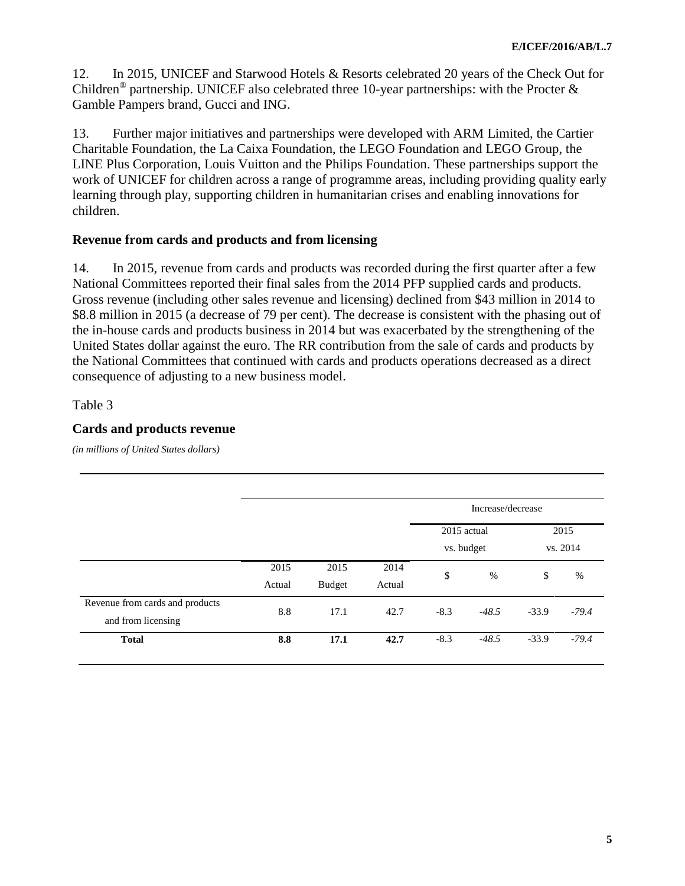12. In 2015, UNICEF and Starwood Hotels & Resorts celebrated 20 years of the Check Out for Children® partnership. UNICEF also celebrated three 10-year partnerships: with the Procter & Gamble Pampers brand, Gucci and ING.

13. Further major initiatives and partnerships were developed with ARM Limited, the Cartier Charitable Foundation, the La Caixa Foundation, the LEGO Foundation and LEGO Group, the LINE Plus Corporation, Louis Vuitton and the Philips Foundation. These partnerships support the work of UNICEF for children across a range of programme areas, including providing quality early learning through play, supporting children in humanitarian crises and enabling innovations for children.

### Revenue from cards and products and from licensing

14. In 2015, revenue from cards and products was recorded during the first quarter after a few National Committees reported their final sales from the 2014 PFP supplied cards and products. Gross revenue (including other sales revenue and licensing) declined from $43 million in 2014 to $8.8 million in 2015 (a decrease of 79 per cent). The decrease is consistent with the phasing out of the in-house cards and products business in 2014 but was exacerbated by the strengthening of the United States dollar against the euro. The RR contribution from the sale of cards and products by the National Committees that continued with cards and products operations decreased as a direct consequence of adjusting to a new business model.

Table 3

### Cards and products revenue

*(in millions of United States dollars)*

| | | | | Increase/decrease | | | |
|---|---|---|---|---|---|---|---|
| | | | | 2015 actual vs. budget | | 2015 vs. 2014 | |
| | 2015 Actual | 2015 Budget | 2014 Actual | $ | % | $ | % |
| Revenue from cards and products and from licensing | 8.8 | 17.1 | 42.7 | -8.3 | *-48.5* | -33.9 | *-79.4* |
| **Total** | **8.8** | **17.1** | **42.7** | -8.3 | *-48.5* | -33.9 | *-79.4* |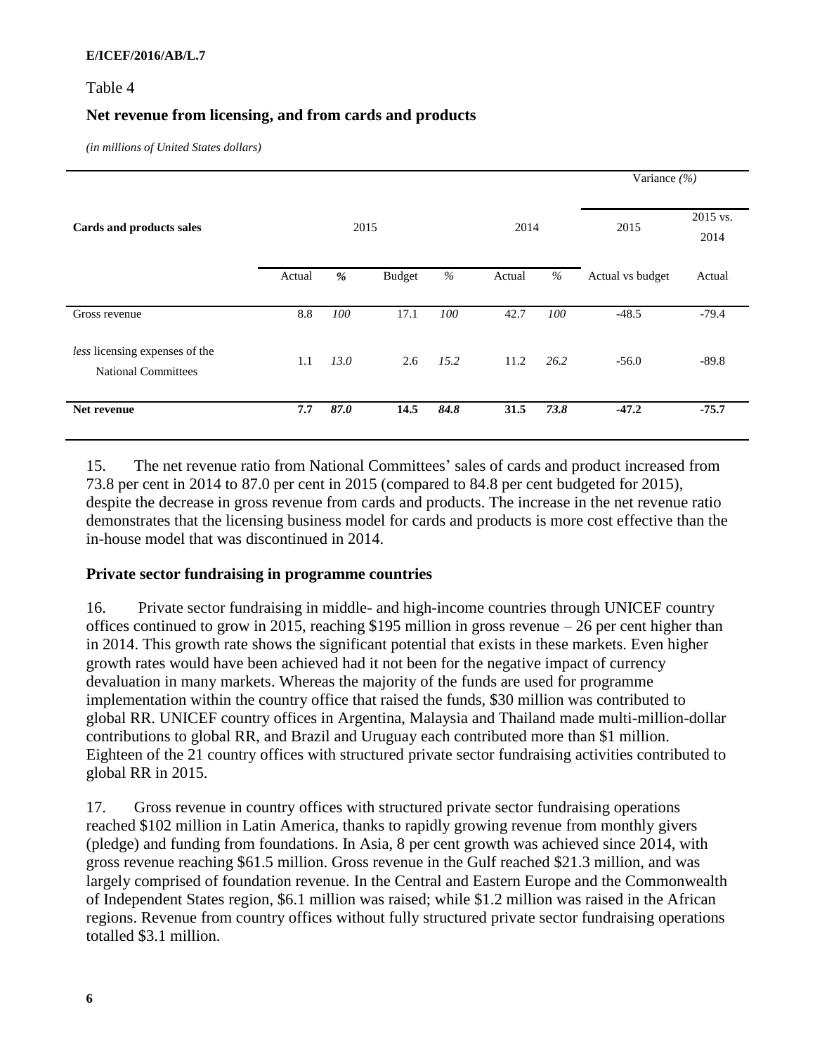Table 4

**Net revenue from licensing, and from cards and products**

*(in millions of United States dollars)*

| Cards and products sales | 2015 | | | | 2014 | | Variance *(%)* 2015 | Variance *(%)* 2015 vs. 2014 |
|---|---|---|---|---|---|---|---|---|
| | Actual | *%* | Budget | *%* | Actual | *%* | Actual vs budget | Actual |
| Gross revenue | 8.8 | *100* | 17.1 | *100* | 42.7 | *100* | -48.5 | -79.4 |
| *less* licensing expenses of the National Committees | 1.1 | *13.0* | 2.6 | *15.2* | 11.2 | *26.2* | -56.0 | -89.8 |
| **Net revenue** | **7.7** | ***87.0*** | **14.5** | ***84.8*** | **31.5** | ***73.8*** | **-47.2** | **-75.7** |

15. The net revenue ratio from National Committees' sales of cards and product increased from 73.8 per cent in 2014 to 87.0 per cent in 2015 (compared to 84.8 per cent budgeted for 2015), despite the decrease in gross revenue from cards and products. The increase in the net revenue ratio demonstrates that the licensing business model for cards and products is more cost effective than the in-house model that was discontinued in 2014.

### Private sector fundraising in programme countries

16. Private sector fundraising in middle- and high-income countries through UNICEF country offices continued to grow in 2015, reaching $195 million in gross revenue – 26 per cent higher than in 2014. This growth rate shows the significant potential that exists in these markets. Even higher growth rates would have been achieved had it not been for the negative impact of currency devaluation in many markets. Whereas the majority of the funds are used for programme implementation within the country office that raised the funds, $30 million was contributed to global RR. UNICEF country offices in Argentina, Malaysia and Thailand made multi-million-dollar contributions to global RR, and Brazil and Uruguay each contributed more than $1 million. Eighteen of the 21 country offices with structured private sector fundraising activities contributed to global RR in 2015.

17. Gross revenue in country offices with structured private sector fundraising operations reached $102 million in Latin America, thanks to rapidly growing revenue from monthly givers (pledge) and funding from foundations. In Asia, 8 per cent growth was achieved since 2014, with gross revenue reaching $61.5 million. Gross revenue in the Gulf reached $21.3 million, and was largely comprised of foundation revenue. In the Central and Eastern Europe and the Commonwealth of Independent States region, $6.1 million was raised; while $1.2 million was raised in the African regions. Revenue from country offices without fully structured private sector fundraising operations totalled $3.1 million.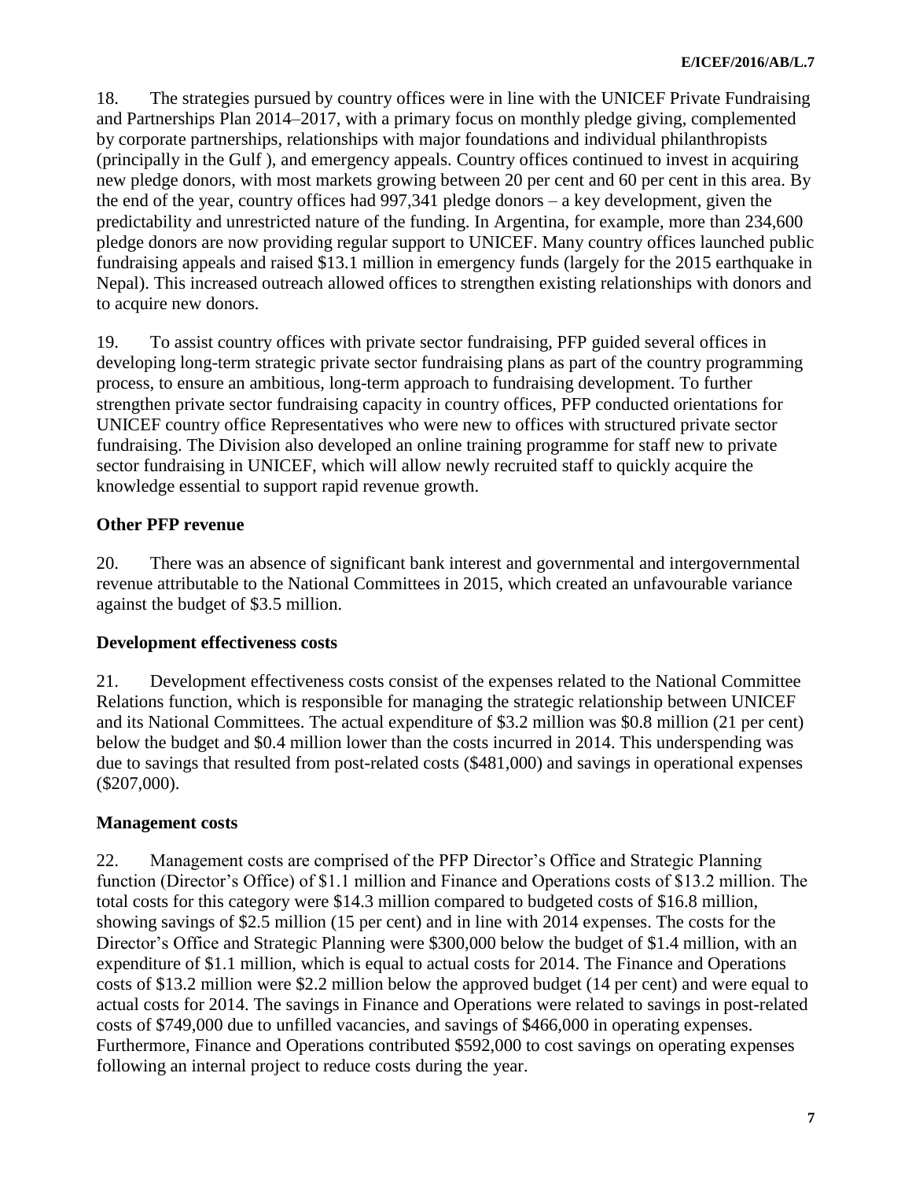18. The strategies pursued by country offices were in line with the UNICEF Private Fundraising and Partnerships Plan 2014–2017, with a primary focus on monthly pledge giving, complemented by corporate partnerships, relationships with major foundations and individual philanthropists (principally in the Gulf ), and emergency appeals. Country offices continued to invest in acquiring new pledge donors, with most markets growing between 20 per cent and 60 per cent in this area. By the end of the year, country offices had 997,341 pledge donors – a key development, given the predictability and unrestricted nature of the funding. In Argentina, for example, more than 234,600 pledge donors are now providing regular support to UNICEF. Many country offices launched public fundraising appeals and raised $13.1 million in emergency funds (largely for the 2015 earthquake in Nepal). This increased outreach allowed offices to strengthen existing relationships with donors and to acquire new donors.

19. To assist country offices with private sector fundraising, PFP guided several offices in developing long-term strategic private sector fundraising plans as part of the country programming process, to ensure an ambitious, long-term approach to fundraising development. To further strengthen private sector fundraising capacity in country offices, PFP conducted orientations for UNICEF country office Representatives who were new to offices with structured private sector fundraising. The Division also developed an online training programme for staff new to private sector fundraising in UNICEF, which will allow newly recruited staff to quickly acquire the knowledge essential to support rapid revenue growth.

**Other PFP revenue**

20. There was an absence of significant bank interest and governmental and intergovernmental revenue attributable to the National Committees in 2015, which created an unfavourable variance against the budget of $3.5 million.

**Development effectiveness costs**

21. Development effectiveness costs consist of the expenses related to the National Committee Relations function, which is responsible for managing the strategic relationship between UNICEF and its National Committees. The actual expenditure of $3.2 million was $0.8 million (21 per cent) below the budget and $0.4 million lower than the costs incurred in 2014. This underspending was due to savings that resulted from post-related costs ($481,000) and savings in operational expenses ($207,000).

**Management costs**

22. Management costs are comprised of the PFP Director's Office and Strategic Planning function (Director's Office) of $1.1 million and Finance and Operations costs of $13.2 million. The total costs for this category were $14.3 million compared to budgeted costs of $16.8 million, showing savings of $2.5 million (15 per cent) and in line with 2014 expenses. The costs for the Director's Office and Strategic Planning were $300,000 below the budget of $1.4 million, with an expenditure of $1.1 million, which is equal to actual costs for 2014. The Finance and Operations costs of $13.2 million were $2.2 million below the approved budget (14 per cent) and were equal to actual costs for 2014. The savings in Finance and Operations were related to savings in post-related costs of $749,000 due to unfilled vacancies, and savings of $466,000 in operating expenses. Furthermore, Finance and Operations contributed $592,000 to cost savings on operating expenses following an internal project to reduce costs during the year.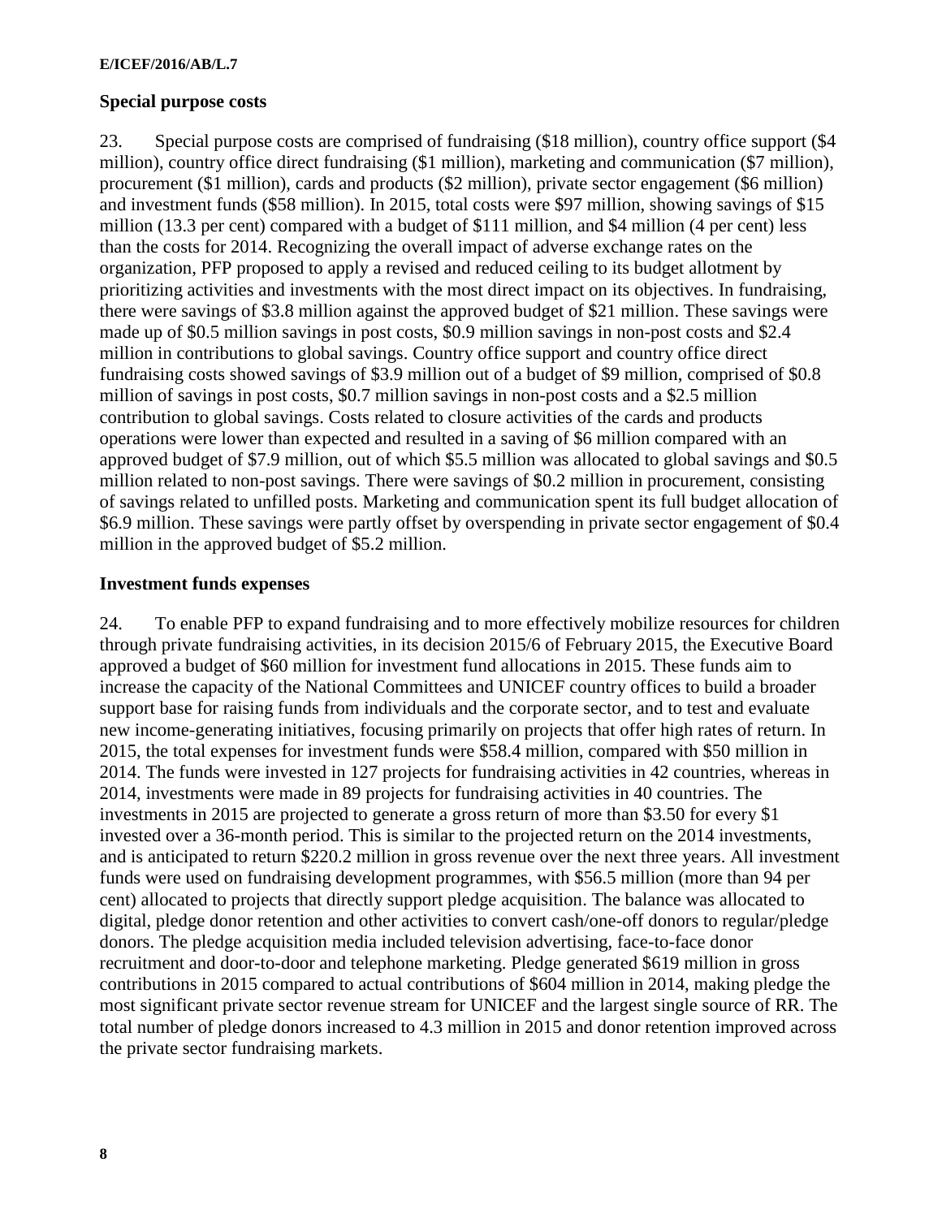### Special purpose costs

23. Special purpose costs are comprised of fundraising ($18 million), country office support ($4 million), country office direct fundraising ($1 million), marketing and communication ($7 million), procurement ($1 million), cards and products ($2 million), private sector engagement ($6 million) and investment funds ($58 million). In 2015, total costs were $97 million, showing savings of $15 million (13.3 per cent) compared with a budget of $111 million, and $4 million (4 per cent) less than the costs for 2014. Recognizing the overall impact of adverse exchange rates on the organization, PFP proposed to apply a revised and reduced ceiling to its budget allotment by prioritizing activities and investments with the most direct impact on its objectives. In fundraising, there were savings of $3.8 million against the approved budget of $21 million. These savings were made up of $0.5 million savings in post costs, $0.9 million savings in non-post costs and $2.4 million in contributions to global savings. Country office support and country office direct fundraising costs showed savings of $3.9 million out of a budget of $9 million, comprised of $0.8 million of savings in post costs, $0.7 million savings in non-post costs and a $2.5 million contribution to global savings. Costs related to closure activities of the cards and products operations were lower than expected and resulted in a saving of $6 million compared with an approved budget of $7.9 million, out of which $5.5 million was allocated to global savings and $0.5 million related to non-post savings. There were savings of $0.2 million in procurement, consisting of savings related to unfilled posts. Marketing and communication spent its full budget allocation of $6.9 million. These savings were partly offset by overspending in private sector engagement of $0.4 million in the approved budget of $5.2 million.

### Investment funds expenses

24. To enable PFP to expand fundraising and to more effectively mobilize resources for children through private fundraising activities, in its decision 2015/6 of February 2015, the Executive Board approved a budget of $60 million for investment fund allocations in 2015. These funds aim to increase the capacity of the National Committees and UNICEF country offices to build a broader support base for raising funds from individuals and the corporate sector, and to test and evaluate new income-generating initiatives, focusing primarily on projects that offer high rates of return. In 2015, the total expenses for investment funds were $58.4 million, compared with $50 million in 2014. The funds were invested in 127 projects for fundraising activities in 42 countries, whereas in 2014, investments were made in 89 projects for fundraising activities in 40 countries. The investments in 2015 are projected to generate a gross return of more than $3.50 for every $1 invested over a 36-month period. This is similar to the projected return on the 2014 investments, and is anticipated to return $220.2 million in gross revenue over the next three years. All investment funds were used on fundraising development programmes, with $56.5 million (more than 94 per cent) allocated to projects that directly support pledge acquisition. The balance was allocated to digital, pledge donor retention and other activities to convert cash/one-off donors to regular/pledge donors. The pledge acquisition media included television advertising, face-to-face donor recruitment and door-to-door and telephone marketing. Pledge generated $619 million in gross contributions in 2015 compared to actual contributions of $604 million in 2014, making pledge the most significant private sector revenue stream for UNICEF and the largest single source of RR. The total number of pledge donors increased to 4.3 million in 2015 and donor retention improved across the private sector fundraising markets.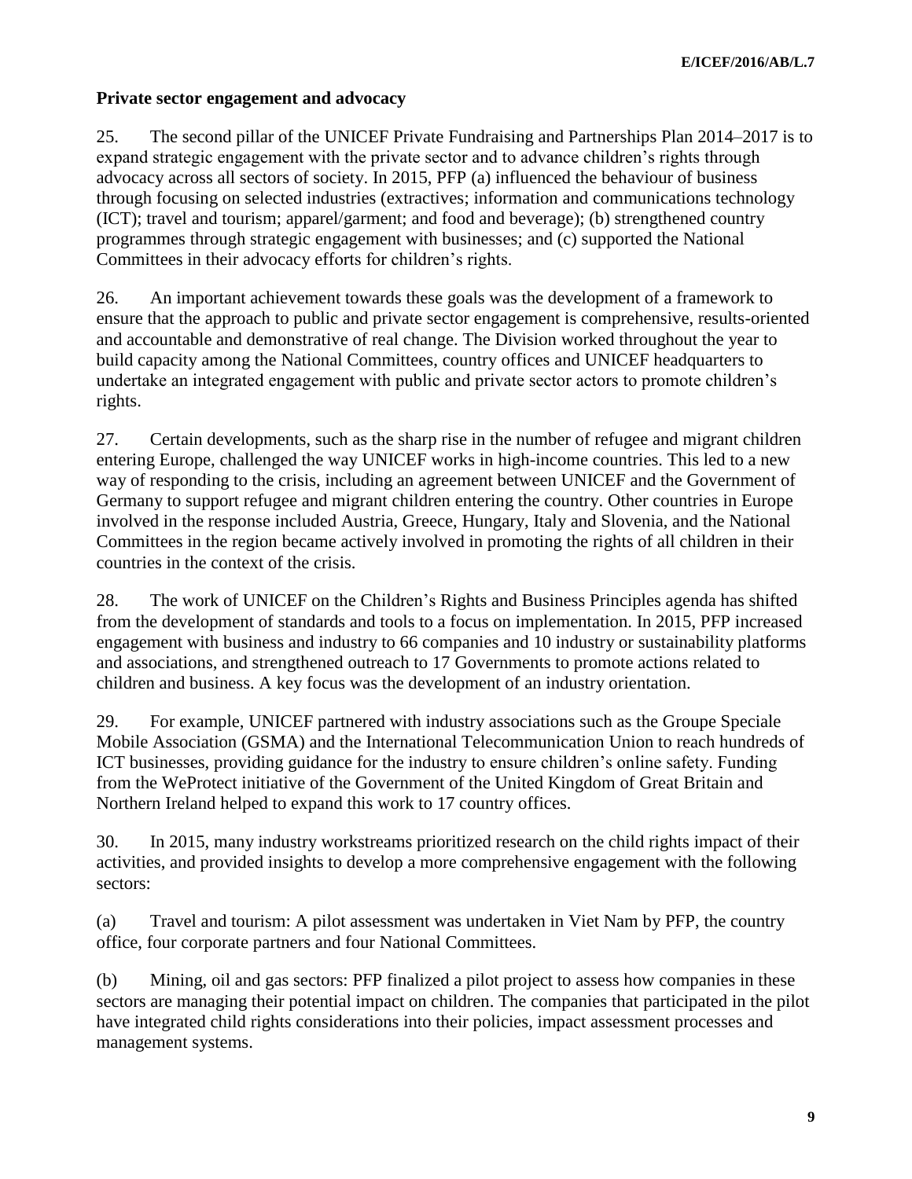## Private sector engagement and advocacy

25. The second pillar of the UNICEF Private Fundraising and Partnerships Plan 2014–2017 is to expand strategic engagement with the private sector and to advance children's rights through advocacy across all sectors of society. In 2015, PFP (a) influenced the behaviour of business through focusing on selected industries (extractives; information and communications technology (ICT); travel and tourism; apparel/garment; and food and beverage); (b) strengthened country programmes through strategic engagement with businesses; and (c) supported the National Committees in their advocacy efforts for children's rights.

26. An important achievement towards these goals was the development of a framework to ensure that the approach to public and private sector engagement is comprehensive, results-oriented and accountable and demonstrative of real change. The Division worked throughout the year to build capacity among the National Committees, country offices and UNICEF headquarters to undertake an integrated engagement with public and private sector actors to promote children's rights.

27. Certain developments, such as the sharp rise in the number of refugee and migrant children entering Europe, challenged the way UNICEF works in high-income countries. This led to a new way of responding to the crisis, including an agreement between UNICEF and the Government of Germany to support refugee and migrant children entering the country. Other countries in Europe involved in the response included Austria, Greece, Hungary, Italy and Slovenia, and the National Committees in the region became actively involved in promoting the rights of all children in their countries in the context of the crisis.

28. The work of UNICEF on the Children's Rights and Business Principles agenda has shifted from the development of standards and tools to a focus on implementation. In 2015, PFP increased engagement with business and industry to 66 companies and 10 industry or sustainability platforms and associations, and strengthened outreach to 17 Governments to promote actions related to children and business. A key focus was the development of an industry orientation.

29. For example, UNICEF partnered with industry associations such as the Groupe Speciale Mobile Association (GSMA) and the International Telecommunication Union to reach hundreds of ICT businesses, providing guidance for the industry to ensure children's online safety. Funding from the WeProtect initiative of the Government of the United Kingdom of Great Britain and Northern Ireland helped to expand this work to 17 country offices.

30. In 2015, many industry workstreams prioritized research on the child rights impact of their activities, and provided insights to develop a more comprehensive engagement with the following sectors:

(a) Travel and tourism: A pilot assessment was undertaken in Viet Nam by PFP, the country office, four corporate partners and four National Committees.

(b) Mining, oil and gas sectors: PFP finalized a pilot project to assess how companies in these sectors are managing their potential impact on children. The companies that participated in the pilot have integrated child rights considerations into their policies, impact assessment processes and management systems.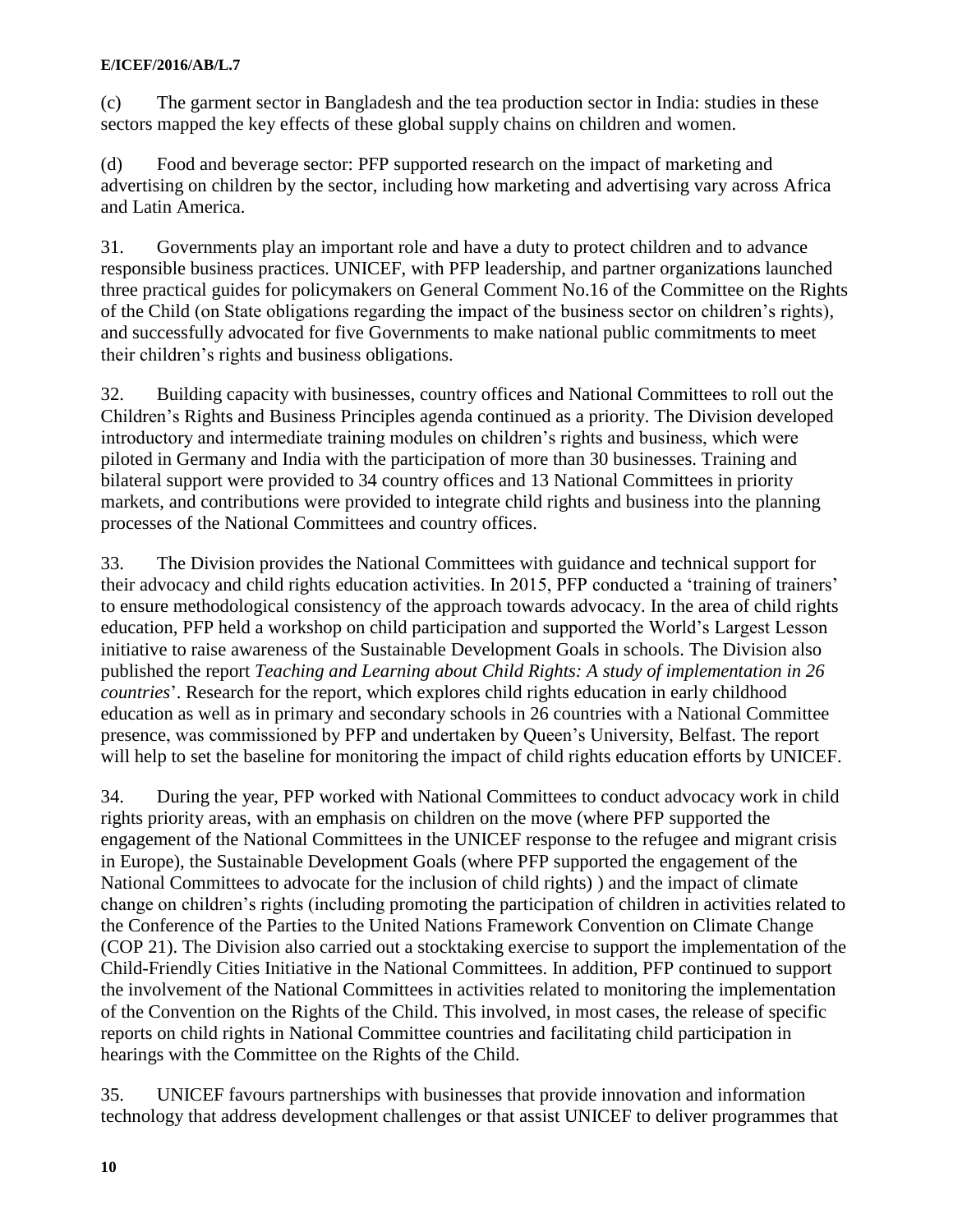(c) The garment sector in Bangladesh and the tea production sector in India: studies in these sectors mapped the key effects of these global supply chains on children and women.

(d) Food and beverage sector: PFP supported research on the impact of marketing and advertising on children by the sector, including how marketing and advertising vary across Africa and Latin America.

31. Governments play an important role and have a duty to protect children and to advance responsible business practices. UNICEF, with PFP leadership, and partner organizations launched three practical guides for policymakers on General Comment No.16 of the Committee on the Rights of the Child (on State obligations regarding the impact of the business sector on children's rights), and successfully advocated for five Governments to make national public commitments to meet their children's rights and business obligations.

32. Building capacity with businesses, country offices and National Committees to roll out the Children's Rights and Business Principles agenda continued as a priority. The Division developed introductory and intermediate training modules on children's rights and business, which were piloted in Germany and India with the participation of more than 30 businesses. Training and bilateral support were provided to 34 country offices and 13 National Committees in priority markets, and contributions were provided to integrate child rights and business into the planning processes of the National Committees and country offices.

33. The Division provides the National Committees with guidance and technical support for their advocacy and child rights education activities. In 2015, PFP conducted a 'training of trainers' to ensure methodological consistency of the approach towards advocacy. In the area of child rights education, PFP held a workshop on child participation and supported the World's Largest Lesson initiative to raise awareness of the Sustainable Development Goals in schools. The Division also published the report *Teaching and Learning about Child Rights: A study of implementation in 26 countries*'. Research for the report, which explores child rights education in early childhood education as well as in primary and secondary schools in 26 countries with a National Committee presence, was commissioned by PFP and undertaken by Queen's University, Belfast. The report will help to set the baseline for monitoring the impact of child rights education efforts by UNICEF.

34. During the year, PFP worked with National Committees to conduct advocacy work in child rights priority areas, with an emphasis on children on the move (where PFP supported the engagement of the National Committees in the UNICEF response to the refugee and migrant crisis in Europe), the Sustainable Development Goals (where PFP supported the engagement of the National Committees to advocate for the inclusion of child rights) ) and the impact of climate change on children's rights (including promoting the participation of children in activities related to the Conference of the Parties to the United Nations Framework Convention on Climate Change (COP 21). The Division also carried out a stocktaking exercise to support the implementation of the Child-Friendly Cities Initiative in the National Committees. In addition, PFP continued to support the involvement of the National Committees in activities related to monitoring the implementation of the Convention on the Rights of the Child. This involved, in most cases, the release of specific reports on child rights in National Committee countries and facilitating child participation in hearings with the Committee on the Rights of the Child.

35. UNICEF favours partnerships with businesses that provide innovation and information technology that address development challenges or that assist UNICEF to deliver programmes that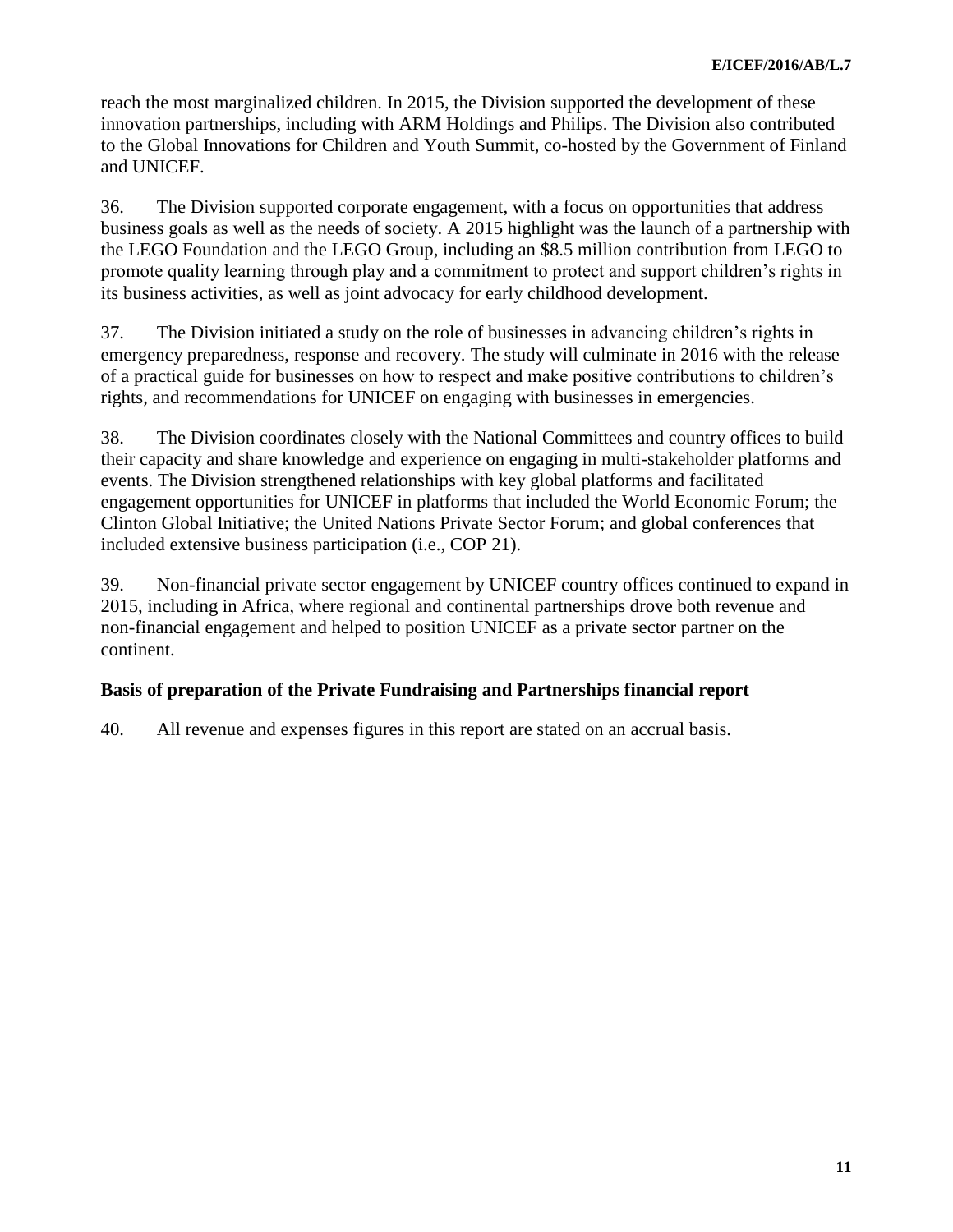reach the most marginalized children. In 2015, the Division supported the development of these innovation partnerships, including with ARM Holdings and Philips. The Division also contributed to the Global Innovations for Children and Youth Summit, co-hosted by the Government of Finland and UNICEF.

36. The Division supported corporate engagement, with a focus on opportunities that address business goals as well as the needs of society. A 2015 highlight was the launch of a partnership with the LEGO Foundation and the LEGO Group, including an $8.5 million contribution from LEGO to promote quality learning through play and a commitment to protect and support children's rights in its business activities, as well as joint advocacy for early childhood development.

37. The Division initiated a study on the role of businesses in advancing children's rights in emergency preparedness, response and recovery. The study will culminate in 2016 with the release of a practical guide for businesses on how to respect and make positive contributions to children's rights, and recommendations for UNICEF on engaging with businesses in emergencies.

38. The Division coordinates closely with the National Committees and country offices to build their capacity and share knowledge and experience on engaging in multi-stakeholder platforms and events. The Division strengthened relationships with key global platforms and facilitated engagement opportunities for UNICEF in platforms that included the World Economic Forum; the Clinton Global Initiative; the United Nations Private Sector Forum; and global conferences that included extensive business participation (i.e., COP 21).

39. Non-financial private sector engagement by UNICEF country offices continued to expand in 2015, including in Africa, where regional and continental partnerships drove both revenue and non-financial engagement and helped to position UNICEF as a private sector partner on the continent.

## Basis of preparation of the Private Fundraising and Partnerships financial report

40. All revenue and expenses figures in this report are stated on an accrual basis.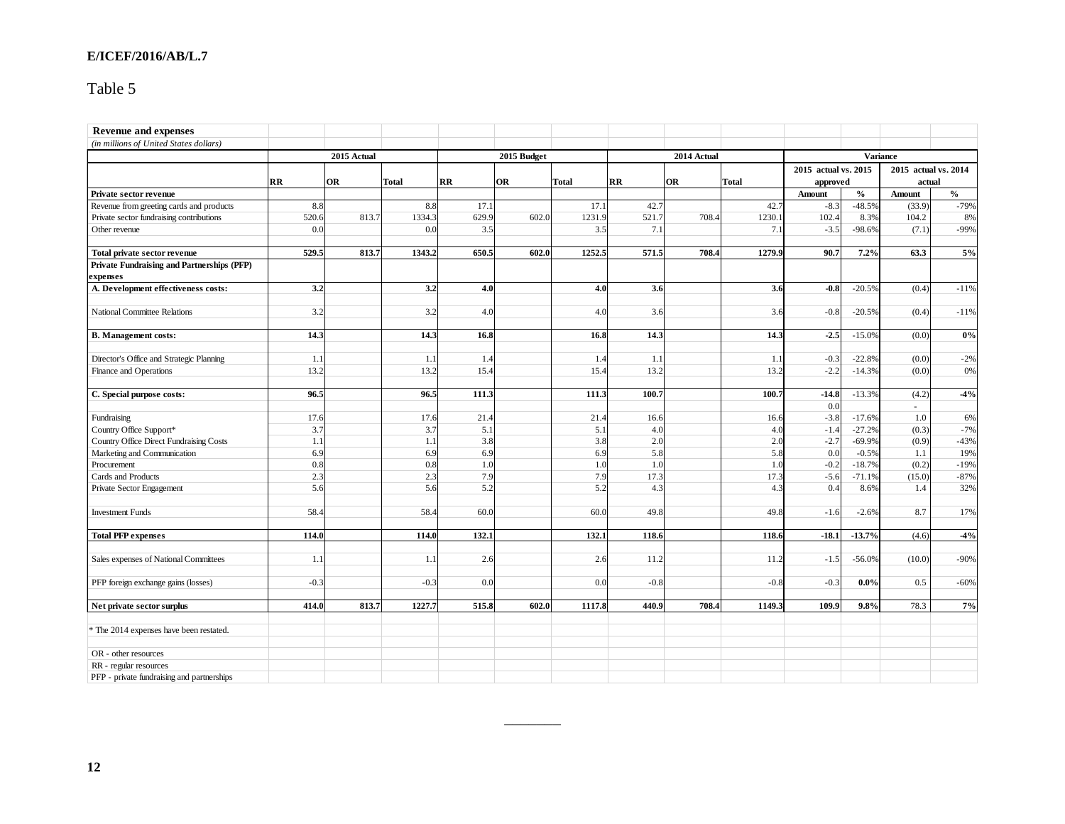Table 5

| Revenue and expenses *(in millions of United States dollars)* | 2015 Actual | | | 2015 Budget | | | 2014 Actual | | | Variance | | | |
|---|---|---|---|---|---|---|---|---|---|---|---|---|---|
| | | | | | | | | | | 2015 actual vs. 2015 approved | | 2015 actual vs. 2014 actual | |
| | RR | OR | Total | RR | OR | Total | RR | OR | Total | | | | |
| **Private sector revenue** | | | | | | | | | | Amount | % | Amount | % |
| Revenue from greeting cards and products | 8.8 | | 8.8 | 17.1 | | 17.1 | 42.7 | | 42.7 | -8.3 | -48.5% | (33.9) | -79% |
| Private sector fundraising contributions | 520.6 | 813.7 | 1334.3 | 629.9 | 602.0 | 1231.9 | 521.7 | 708.4 | 1230.1 | 102.4 | 8.3% | 104.2 | 8% |
| Other revenue | 0.0 | | 0.0 | 3.5 | | 3.5 | 7.1 | | 7.1 | -3.5 | -98.6% | (7.1) | -99% |
| **Total private sector revenue** | **529.5** | **813.7** | **1343.2** | **650.5** | **602.0** | **1252.5** | **571.5** | **708.4** | **1279.9** | **90.7** | **7.2%** | **63.3** | **5%** |
| **Private Fundraising and Partnerships (PFP) expenses** | | | | | | | | | | | | | |
| **A. Development effectiveness costs:** | **3.2** | | **3.2** | **4.0** | | **4.0** | **3.6** | | **3.6** | **-0.8** | -20.5% | (0.4) | -11% |
| National Committee Relations | 3.2 | | 3.2 | 4.0 | | 4.0 | 3.6 | | 3.6 | -0.8 | -20.5% | (0.4) | -11% |
| **B. Management costs:** | **14.3** | | **14.3** | **16.8** | | **16.8** | **14.3** | | **14.3** | **-2.5** | -15.0% | (0.0) | **0%** |
| Director's Office and Strategic Planning | 1.1 | | 1.1 | 1.4 | | 1.4 | 1.1 | | 1.1 | -0.3 | -22.8% | (0.0) | -2% |
| Finance and Operations | 13.2 | | 13.2 | 15.4 | | 15.4 | 13.2 | | 13.2 | -2.2 | -14.3% | (0.0) | 0% |
| **C. Special purpose costs:** | **96.5** | | **96.5** | **111.3** | | **111.3** | **100.7** | | **100.7** | **-14.8** | -13.3% | (4.2) | **-4%** |
| | | | | | | | | | | 0.0 | | - | |
| Fundraising | 17.6 | | 17.6 | 21.4 | | 21.4 | 16.6 | | 16.6 | -3.8 | -17.6% | 1.0 | 6% |
| Country Office Support* | 3.7 | | 3.7 | 5.1 | | 5.1 | 4.0 | | 4.0 | -1.4 | -27.2% | (0.3) | -7% |
| Country Office Direct Fundraising Costs | 1.1 | | 1.1 | 3.8 | | 3.8 | 2.0 | | 2.0 | -2.7 | -69.9% | (0.9) | -43% |
| Marketing and Communication | 6.9 | | 6.9 | 6.9 | | 6.9 | 5.8 | | 5.8 | 0.0 | -0.5% | 1.1 | 19% |
| Procurement | 0.8 | | 0.8 | 1.0 | | 1.0 | 1.0 | | 1.0 | -0.2 | -18.7% | (0.2) | -19% |
| Cards and Products | 2.3 | | 2.3 | 7.9 | | 7.9 | 17.3 | | 17.3 | -5.6 | -71.1% | (15.0) | -87% |
| Private Sector Engagement | 5.6 | | 5.6 | 5.2 | | 5.2 | 4.3 | | 4.3 | 0.4 | 8.6% | 1.4 | 32% |
| Investment Funds | 58.4 | | 58.4 | 60.0 | | 60.0 | 49.8 | | 49.8 | -1.6 | -2.6% | 8.7 | 17% |
| **Total PFP expenses** | **114.0** | | **114.0** | **132.1** | | **132.1** | **118.6** | | **118.6** | **-18.1** | **-13.7%** | (4.6) | **-4%** |
| Sales expenses of National Committees | 1.1 | | 1.1 | 2.6 | | 2.6 | 11.2 | | 11.2 | -1.5 | -56.0% | (10.0) | -90% |
| PFP foreign exchange gains (losses) | -0.3 | | -0.3 | 0.0 | | 0.0 | -0.8 | | -0.8 | -0.3 | **0.0%** | 0.5 | -60% |
| **Net private sector surplus** | **414.0** | **813.7** | **1227.7** | **515.8** | **602.0** | **1117.8** | **440.9** | **708.4** | **1149.3** | **109.9** | **9.8%** | 78.3 | **7%** |

\* The 2014 expenses have been restated.

OR - other resources

RR - regular resources

PFP - private fundraising and partnerships